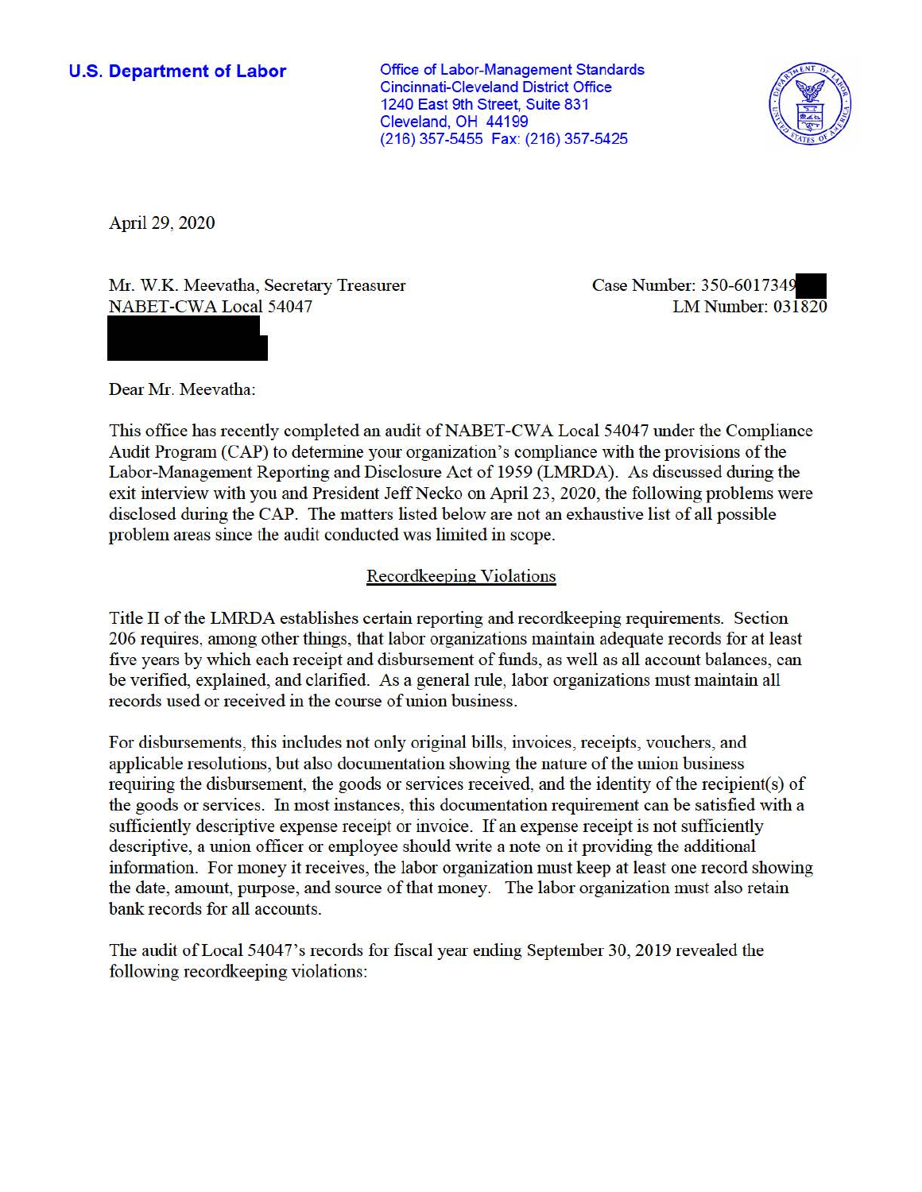**U.S. Department of Labor**

Office of Labor-Management Standards
Cincinnati-Cleveland District Office
1240 East 9th Street, Suite 831
Cleveland, OH 44199
(216) 357-5455 Fax: (216) 357-5425

April 29, 2020

Mr. W.K. Meevatha, Secretary Treasurer
NABET-CWA Local 54047

Case Number: 350-6017349
LM Number: 031820

Dear Mr. Meevatha:

This office has recently completed an audit of NABET-CWA Local 54047 under the Compliance Audit Program (CAP) to determine your organization's compliance with the provisions of the Labor-Management Reporting and Disclosure Act of 1959 (LMRDA). As discussed during the exit interview with you and President Jeff Necko on April 23, 2020, the following problems were disclosed during the CAP. The matters listed below are not an exhaustive list of all possible problem areas since the audit conducted was limited in scope.

## Recordkeeping Violations

Title II of the LMRDA establishes certain reporting and recordkeeping requirements. Section 206 requires, among other things, that labor organizations maintain adequate records for at least five years by which each receipt and disbursement of funds, as well as all account balances, can be verified, explained, and clarified. As a general rule, labor organizations must maintain all records used or received in the course of union business.

For disbursements, this includes not only original bills, invoices, receipts, vouchers, and applicable resolutions, but also documentation showing the nature of the union business requiring the disbursement, the goods or services received, and the identity of the recipient(s) of the goods or services. In most instances, this documentation requirement can be satisfied with a sufficiently descriptive expense receipt or invoice. If an expense receipt is not sufficiently descriptive, a union officer or employee should write a note on it providing the additional information. For money it receives, the labor organization must keep at least one record showing the date, amount, purpose, and source of that money. The labor organization must also retain bank records for all accounts.

The audit of Local 54047's records for fiscal year ending September 30, 2019 revealed the following recordkeeping violations: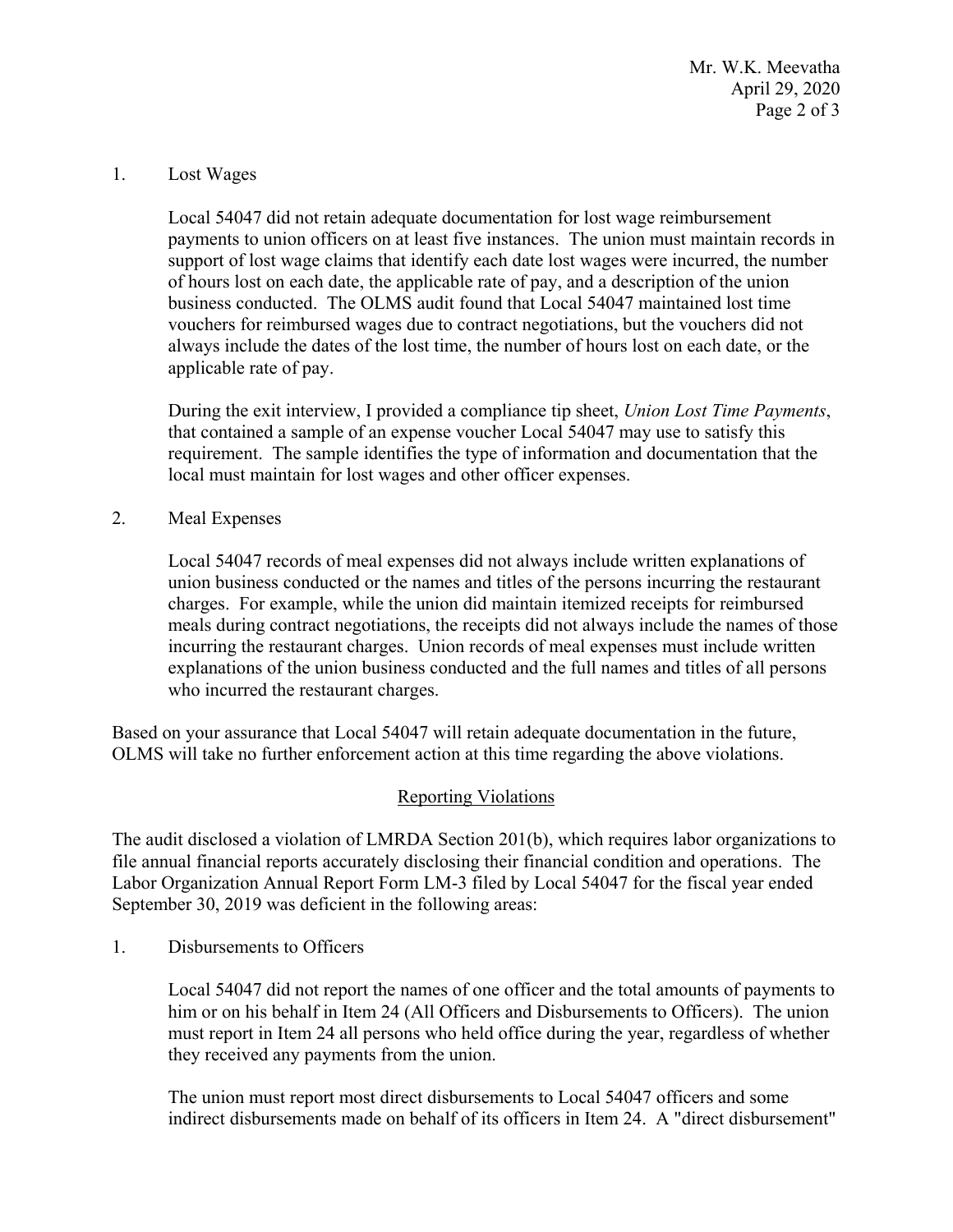1. Lost Wages

   Local 54047 did not retain adequate documentation for lost wage reimbursement payments to union officers on at least five instances. The union must maintain records in support of lost wage claims that identify each date lost wages were incurred, the number of hours lost on each date, the applicable rate of pay, and a description of the union business conducted. The OLMS audit found that Local 54047 maintained lost time vouchers for reimbursed wages due to contract negotiations, but the vouchers did not always include the dates of the lost time, the number of hours lost on each date, or the applicable rate of pay.

   During the exit interview, I provided a compliance tip sheet, *Union Lost Time Payments*, that contained a sample of an expense voucher Local 54047 may use to satisfy this requirement. The sample identifies the type of information and documentation that the local must maintain for lost wages and other officer expenses.

2. Meal Expenses

   Local 54047 records of meal expenses did not always include written explanations of union business conducted or the names and titles of the persons incurring the restaurant charges. For example, while the union did maintain itemized receipts for reimbursed meals during contract negotiations, the receipts did not always include the names of those incurring the restaurant charges. Union records of meal expenses must include written explanations of the union business conducted and the full names and titles of all persons who incurred the restaurant charges.

Based on your assurance that Local 54047 will retain adequate documentation in the future, OLMS will take no further enforcement action at this time regarding the above violations.

## Reporting Violations

The audit disclosed a violation of LMRDA Section 201(b), which requires labor organizations to file annual financial reports accurately disclosing their financial condition and operations. The Labor Organization Annual Report Form LM-3 filed by Local 54047 for the fiscal year ended September 30, 2019 was deficient in the following areas:

1. Disbursements to Officers

   Local 54047 did not report the names of one officer and the total amounts of payments to him or on his behalf in Item 24 (All Officers and Disbursements to Officers). The union must report in Item 24 all persons who held office during the year, regardless of whether they received any payments from the union.

   The union must report most direct disbursements to Local 54047 officers and some indirect disbursements made on behalf of its officers in Item 24. A "direct disbursement"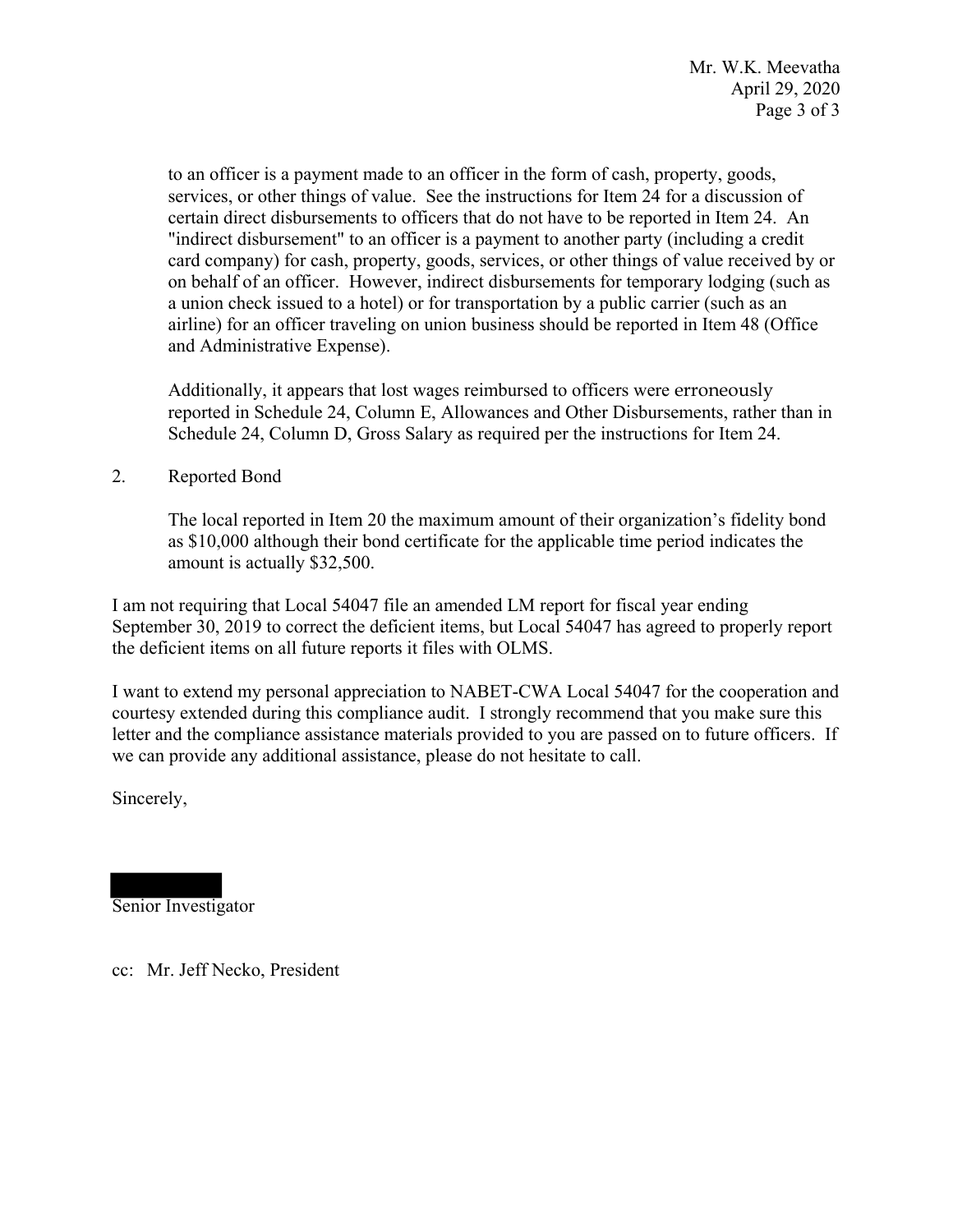to an officer is a payment made to an officer in the form of cash, property, goods, services, or other things of value. See the instructions for Item 24 for a discussion of certain direct disbursements to officers that do not have to be reported in Item 24. An "indirect disbursement" to an officer is a payment to another party (including a credit card company) for cash, property, goods, services, or other things of value received by or on behalf of an officer. However, indirect disbursements for temporary lodging (such as a union check issued to a hotel) or for transportation by a public carrier (such as an airline) for an officer traveling on union business should be reported in Item 48 (Office and Administrative Expense).

Additionally, it appears that lost wages reimbursed to officers were erroneously reported in Schedule 24, Column E, Allowances and Other Disbursements, rather than in Schedule 24, Column D, Gross Salary as required per the instructions for Item 24.

2. Reported Bond

The local reported in Item 20 the maximum amount of their organization's fidelity bond as $10,000 although their bond certificate for the applicable time period indicates the amount is actually $32,500.

I am not requiring that Local 54047 file an amended LM report for fiscal year ending September 30, 2019 to correct the deficient items, but Local 54047 has agreed to properly report the deficient items on all future reports it files with OLMS.

I want to extend my personal appreciation to NABET-CWA Local 54047 for the cooperation and courtesy extended during this compliance audit. I strongly recommend that you make sure this letter and the compliance assistance materials provided to you are passed on to future officers. If we can provide any additional assistance, please do not hesitate to call.

Sincerely,

Senior Investigator

cc: Mr. Jeff Necko, President